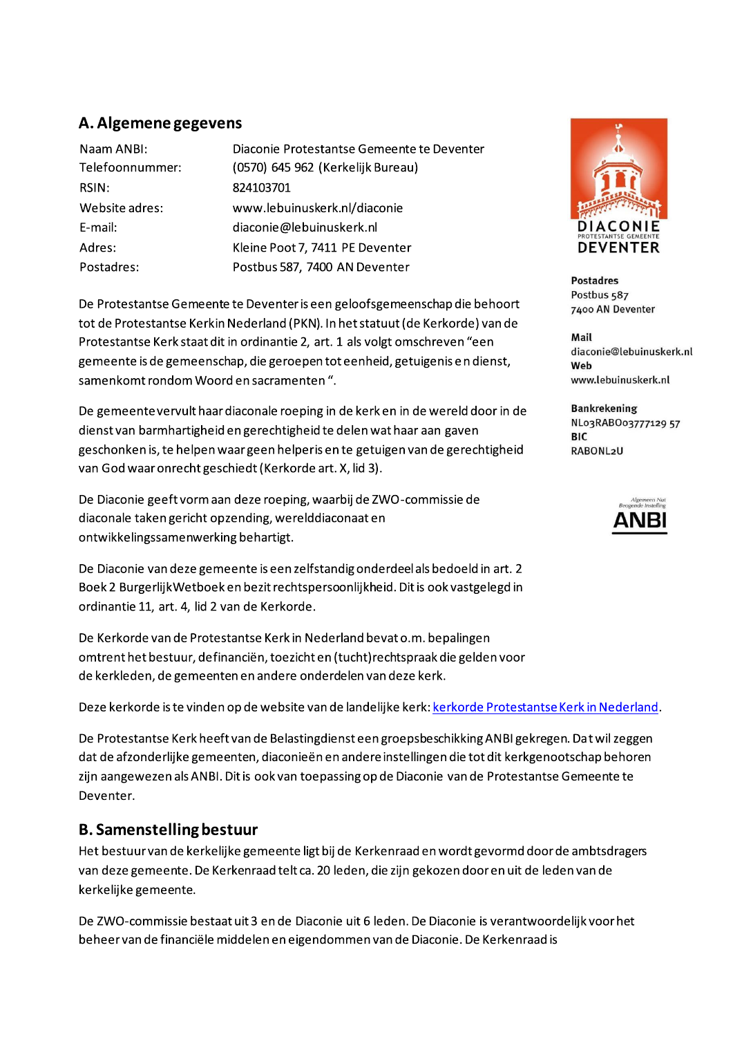## A. Algemene gegevens

| | |
|---|---|
| Naam ANBI: | Diaconie Protestantse Gemeente te Deventer |
| Telefoonnummer: | (0570) 645 962 (Kerkelijk Bureau) |
| RSIN: | 824103701 |
| Website adres: | www.lebuinuskerk.nl/diaconie |
| E-mail: | diaconie@lebuinuskerk.nl |
| Adres: | Kleine Poot 7, 7411 PE Deventer |
| Postadres: | Postbus 587, 7400 AN Deventer |

DIACONIE
PROTESTANTSE GEMEENTE
DEVENTER

**Postadres**
Postbus 587
7400 AN Deventer

**Mail**
diaconie@lebuinuskerk.nl
**Web**
www.lebuinuskerk.nl

**Bankrekening**
NL03RABO03777129 57
**BIC**
RABONL2U

Algemeen Nut Beogende Instelling
ANBI

De Protestantse Gemeente te Deventer is een geloofsgemeenschap die behoort tot de Protestantse Kerk in Nederland (PKN). In het statuut (de Kerkorde) van de Protestantse Kerk staat dit in ordinantie 2, art. 1 als volgt omschreven "een gemeente is de gemeenschap, die geroepen tot eenheid, getuigenis en dienst, samenkomt rondom Woord en sacramenten ".

De gemeente vervult haar diaconale roeping in de kerk en in de wereld door in de dienst van barmhartigheid en gerechtigheid te delen wat haar aan gaven geschonken is, te helpen waar geen helper is en te getuigen van de gerechtigheid van God waar onrecht geschiedt (Kerkorde art. X, lid 3).

De Diaconie geeft vorm aan deze roeping, waarbij de ZWO-commissie de diaconale taken gericht op zending, werelddiaconaat en ontwikkelingssamenwerking behartigt.

De Diaconie van deze gemeente is een zelfstandig onderdeel als bedoeld in art. 2 Boek 2 Burgerlijk Wetboek en bezit rechtspersoonlijkheid. Dit is ook vastgelegd in ordinantie 11, art. 4, lid 2 van de Kerkorde.

De Kerkorde van de Protestantse Kerk in Nederland bevat o.m. bepalingen omtrent het bestuur, de financiën, toezicht en (tucht)rechtspraak die gelden voor de kerkleden, de gemeenten en andere onderdelen van deze kerk.

Deze kerkorde is te vinden op de website van de landelijke kerk: kerkorde Protestantse Kerk in Nederland.

De Protestantse Kerk heeft van de Belastingdienst een groepsbeschikking ANBI gekregen. Dat wil zeggen dat de afzonderlijke gemeenten, diaconieën en andere instellingen die tot dit kerkgenootschap behoren zijn aangewezen als ANBI. Dit is ook van toepassing op de Diaconie van de Protestantse Gemeente te Deventer.

## B. Samenstelling bestuur

Het bestuur van de kerkelijke gemeente ligt bij de Kerkenraad en wordt gevormd door de ambtsdragers van deze gemeente. De Kerkenraad telt ca. 20 leden, die zijn gekozen door en uit de leden van de kerkelijke gemeente.

De ZWO-commissie bestaat uit 3 en de Diaconie uit 6 leden. De Diaconie is verantwoordelijk voor het beheer van de financiële middelen en eigendommen van de Diaconie. De Kerkenraad is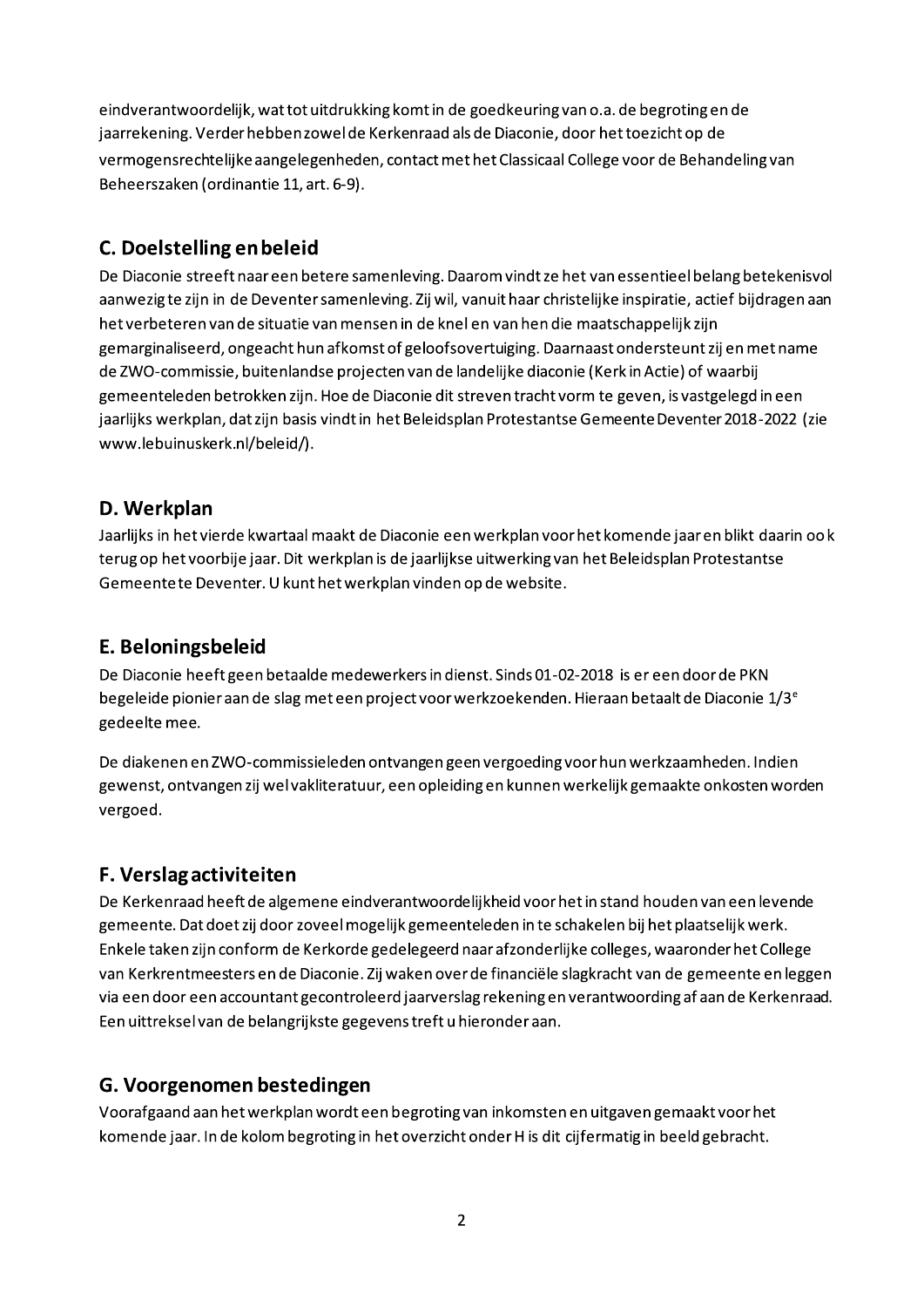eindverantwoordelijk, wat tot uitdrukking komt in de goedkeuring van o.a. de begroting en de jaarrekening. Verder hebben zowel de Kerkenraad als de Diaconie, door het toezicht op de vermogensrechtelijke aangelegenheden, contact met het Classicaal College voor de Behandeling van Beheerszaken (ordinantie 11, art. 6-9).

## C. Doelstelling en beleid

De Diaconie streeft naar een betere samenleving. Daarom vindt ze het van essentieel belang betekenisvol aanwezig te zijn in de Deventer samenleving. Zij wil, vanuit haar christelijke inspiratie, actief bijdragen aan het verbeteren van de situatie van mensen in de knel en van hen die maatschappelijk zijn gemarginaliseerd, ongeacht hun afkomst of geloofsovertuiging. Daarnaast ondersteunt zij en met name de ZWO-commissie, buitenlandse projecten van de landelijke diaconie (Kerk in Actie) of waarbij gemeenteleden betrokken zijn. Hoe de Diaconie dit streven tracht vorm te geven, is vastgelegd in een jaarlijks werkplan, dat zijn basis vindt in het Beleidsplan Protestantse Gemeente Deventer 2018-2022 (zie www.lebuinuskerk.nl/beleid/).

## D. Werkplan

Jaarlijks in het vierde kwartaal maakt de Diaconie een werkplan voor het komende jaar en blikt daarin ook terug op het voorbije jaar. Dit werkplan is de jaarlijkse uitwerking van het Beleidsplan Protestantse Gemeente te Deventer. U kunt het werkplan vinden op de website.

## E. Beloningsbeleid

De Diaconie heeft geen betaalde medewerkers in dienst. Sinds 01-02-2018 is er een door de PKN begeleide pionier aan de slag met een project voor werkzoekenden. Hieraan betaalt de Diaconie 1/3e gedeelte mee.

De diakenen en ZWO-commissieleden ontvangen geen vergoeding voor hun werkzaamheden. Indien gewenst, ontvangen zij wel vakliteratuur, een opleiding en kunnen werkelijk gemaakte onkosten worden vergoed.

## F. Verslag activiteiten

De Kerkenraad heeft de algemene eindverantwoordelijkheid voor het in stand houden van een levende gemeente. Dat doet zij door zoveel mogelijk gemeenteleden in te schakelen bij het plaatselijk werk. Enkele taken zijn conform de Kerkorde gedelegeerd naar afzonderlijke colleges, waaronder het College van Kerkrentmeesters en de Diaconie. Zij waken over de financiële slagkracht van de gemeente en leggen via een door een accountant gecontroleerd jaarverslag rekening en verantwoording af aan de Kerkenraad. Een uittreksel van de belangrijkste gegevens treft u hieronder aan.

## G. Voorgenomen bestedingen

Voorafgaand aan het werkplan wordt een begroting van inkomsten en uitgaven gemaakt voor het komende jaar. In de kolom begroting in het overzicht onder H is dit cijfermatig in beeld gebracht.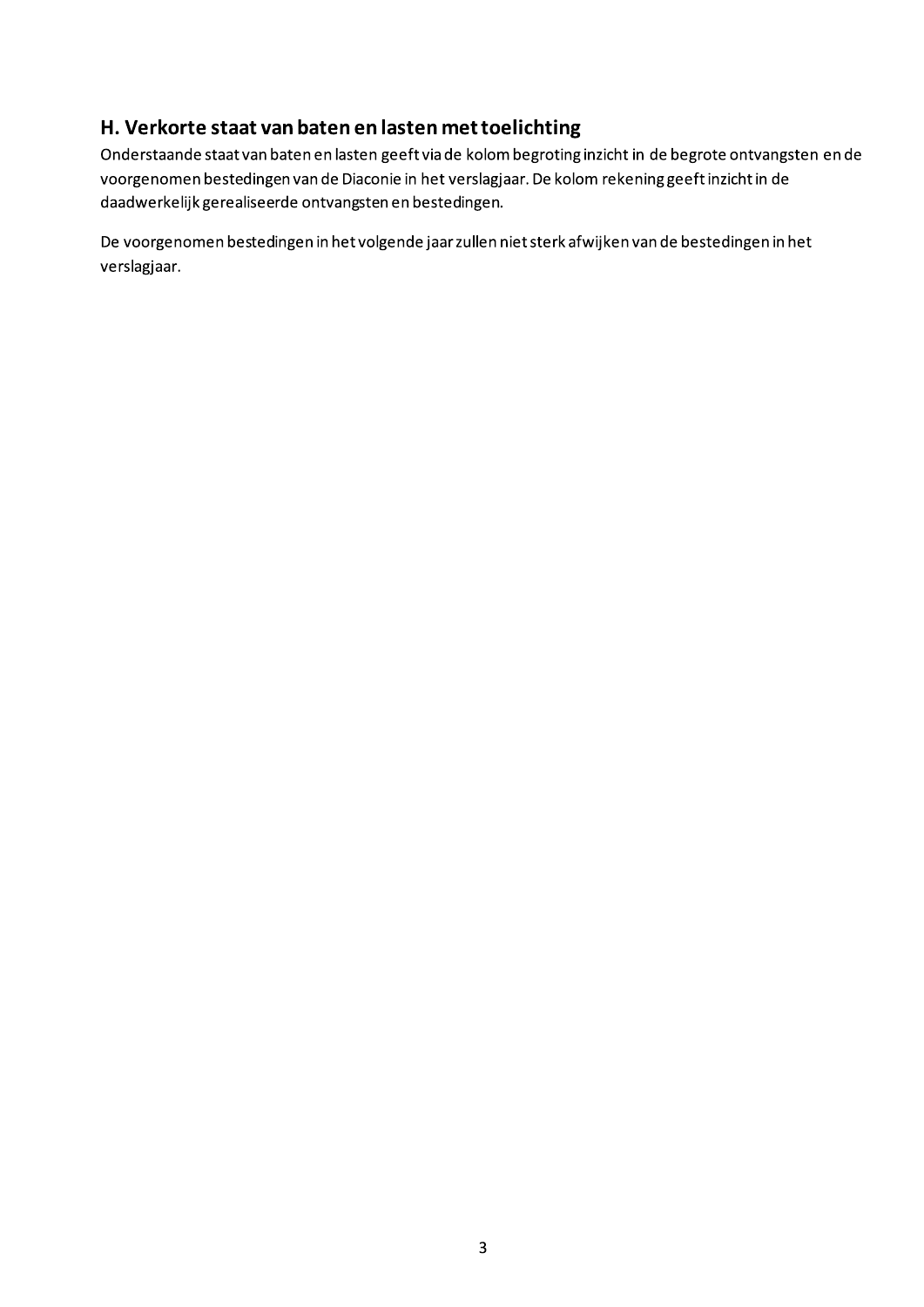## H. Verkorte staat van baten en lasten met toelichting

Onderstaande staat van baten en lasten geeft via de kolom begroting inzicht in de begrote ontvangsten en de voorgenomen bestedingen van de Diaconie in het verslagjaar. De kolom rekening geeft inzicht in de daadwerkelijk gerealiseerde ontvangsten en bestedingen.

De voorgenomen bestedingen in het volgende jaar zullen niet sterk afwijken van de bestedingen in het verslagjaar.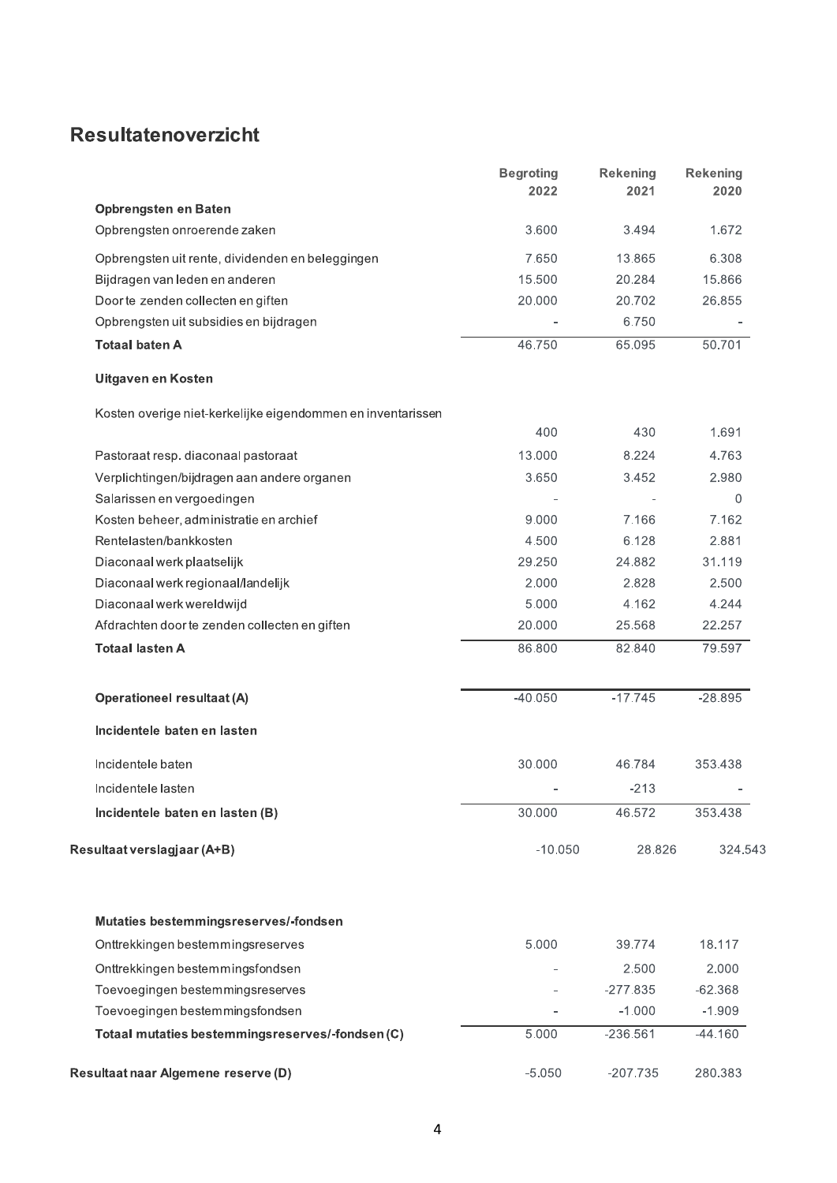## Resultatenoverzicht

| | Begroting 2022 | Rekening 2021 | Rekening 2020 |
|---|---|---|---|
| **Opbrengsten en Baten** | | | |
| Opbrengsten onroerende zaken | 3.600 | 3.494 | 1.672 |
| Opbrengsten uit rente, dividenden en beleggingen | 7.650 | 13.865 | 6.308 |
| Bijdragen van leden en anderen | 15.500 | 20.284 | 15.866 |
| Door te zenden collecten en giften | 20.000 | 20.702 | 26.855 |
| Opbrengsten uit subsidies en bijdragen | - | 6.750 | - |
| **Totaal baten A** | 46.750 | 65.095 | 50.701 |
| **Uitgaven en Kosten** | | | |
| Kosten overige niet-kerkelijke eigendommen en inventarissen | 400 | 430 | 1.691 |
| Pastoraat resp. diaconaal pastoraat | 13.000 | 8.224 | 4.763 |
| Verplichtingen/bijdragen aan andere organen | 3.650 | 3.452 | 2.980 |
| Salarissen en vergoedingen | - | - | 0 |
| Kosten beheer, administratie en archief | 9.000 | 7.166 | 7.162 |
| Rentelasten/bankkosten | 4.500 | 6.128 | 2.881 |
| Diaconaal werk plaatselijk | 29.250 | 24.882 | 31.119 |
| Diaconaal werk regionaal/landelijk | 2.000 | 2.828 | 2.500 |
| Diaconaal werk wereldwijd | 5.000 | 4.162 | 4.244 |
| Afdrachten door te zenden collecten en giften | 20.000 | 25.568 | 22.257 |
| **Totaal lasten A** | 86.800 | 82.840 | 79.597 |
| **Operationeel resultaat (A)** | -40.050 | -17.745 | -28.895 |
| **Incidentele baten en lasten** | | | |
| Incidentele baten | 30.000 | 46.784 | 353.438 |
| Incidentele lasten | - | -213 | - |
| **Incidentele baten en lasten (B)** | 30.000 | 46.572 | 353.438 |
| **Resultaat verslagjaar (A+B)** | -10.050 | 28.826 | 324.543 |
| **Mutaties bestemmingsreserves/-fondsen** | | | |
| Onttrekkingen bestemmingsreserves | 5.000 | 39.774 | 18.117 |
| Onttrekkingen bestemmingsfondsen | - | 2.500 | 2.000 |
| Toevoegingen bestemmingsreserves | - | -277.835 | -62.368 |
| Toevoegingen bestemmingsfondsen | - | -1.000 | -1.909 |
| **Totaal mutaties bestemmingsreserves/-fondsen (C)** | 5.000 | -236.561 | -44.160 |
| **Resultaat naar Algemene reserve (D)** | -5.050 | -207.735 | 280.383 |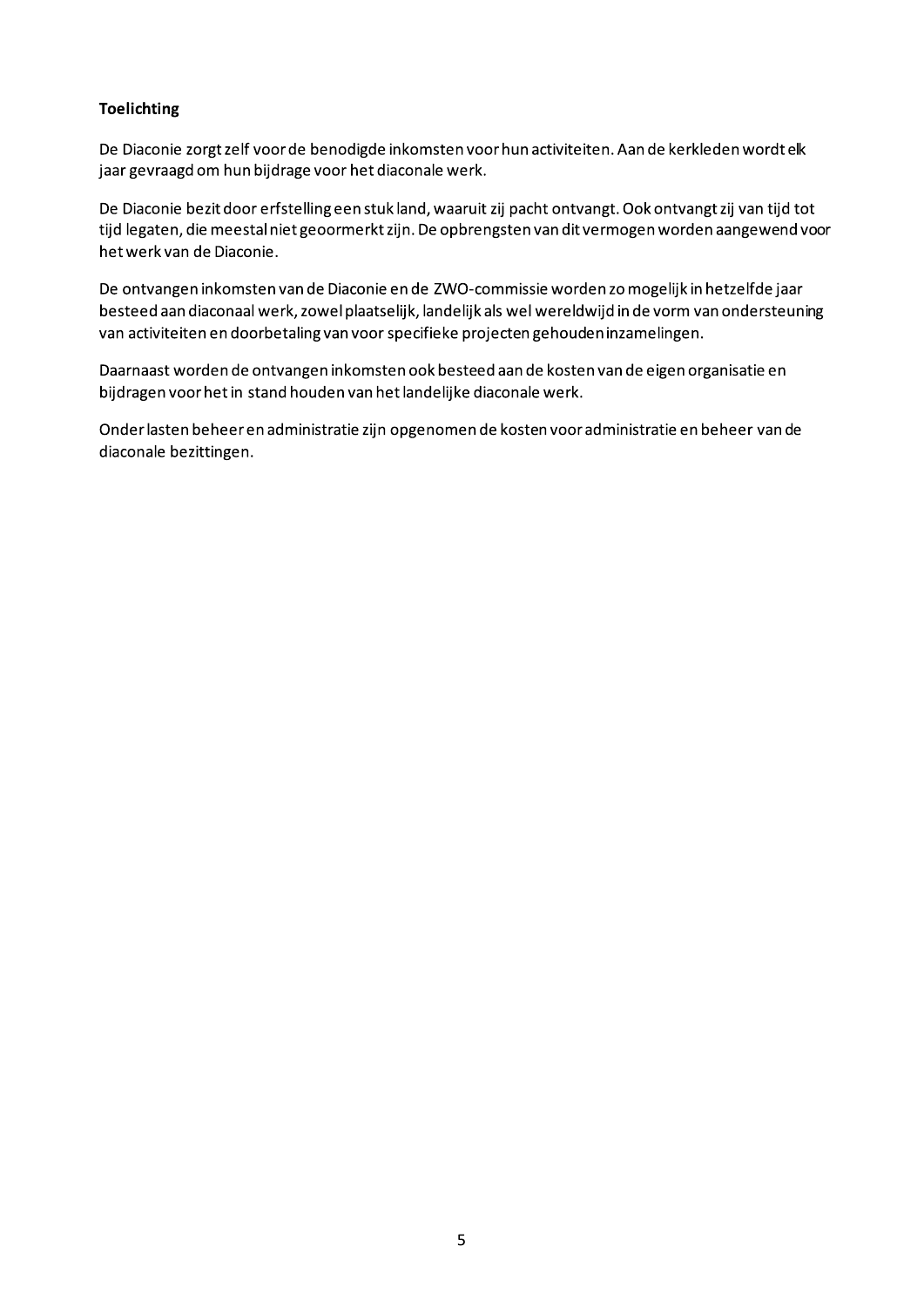**Toelichting**

De Diaconie zorgt zelf voor de benodigde inkomsten voor hun activiteiten. Aan de kerkleden wordt elk jaar gevraagd om hun bijdrage voor het diaconale werk.

De Diaconie bezit door erfstelling een stuk land, waaruit zij pacht ontvangt. Ook ontvangt zij van tijd tot tijd legaten, die meestal niet geoormerkt zijn. De opbrengsten van dit vermogen worden aangewend voor het werk van de Diaconie.

De ontvangen inkomsten van de Diaconie en de ZWO-commissie worden zo mogelijk in hetzelfde jaar besteed aan diaconaal werk, zowel plaatselijk, landelijk als wel wereldwijd in de vorm van ondersteuning van activiteiten en doorbetaling van voor specifieke projecten gehouden inzamelingen.

Daarnaast worden de ontvangen inkomsten ook besteed aan de kosten van de eigen organisatie en bijdragen voor het in stand houden van het landelijke diaconale werk.

Onder lasten beheer en administratie zijn opgenomen de kosten voor administratie en beheer van de diaconale bezittingen.